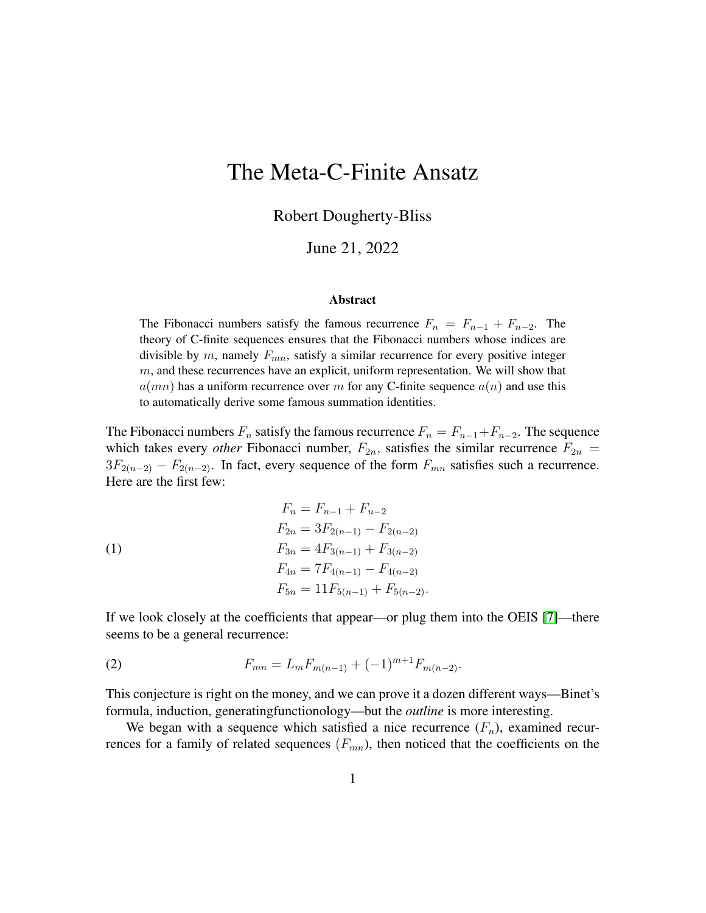# The Meta-C-Finite Ansatz

Robert Dougherty-Bliss

June 21, 2022

### Abstract

The Fibonacci numbers satisfy the famous recurrence $F_n = F_{n-1} + F_{n-2}$. The theory of C-finite sequences ensures that the Fibonacci numbers whose indices are divisible by $m$, namely $F_{mn}$, satisfy a similar recurrence for every positive integer $m$, and these recurrences have an explicit, uniform representation. We will show that $a(mn)$ has a uniform recurrence over $m$ for any C-finite sequence $a(n)$ and use this to automatically derive some famous summation identities.

The Fibonacci numbers $F_n$ satisfy the famous recurrence $F_n = F_{n-1} + F_{n-2}$. The sequence which takes every *other* Fibonacci number, $F_{2n}$, satisfies the similar recurrence $F_{2n} = 3F_{2(n-2)} - F_{2(n-2)}$. In fact, every sequence of the form $F_{mn}$ satisfies such a recurrence. Here are the first few:

$$
\begin{aligned}
F_n &= F_{n-1} + F_{n-2} \\
F_{2n} &= 3F_{2(n-1)} - F_{2(n-2)} \\
F_{3n} &= 4F_{3(n-1)} + F_{3(n-2)} \\
F_{4n} &= 7F_{4(n-1)} - F_{4(n-2)} \\
F_{5n} &= 11F_{5(n-1)} + F_{5(n-2)}.
\end{aligned} \tag{1}
$$

If we look closely at the coefficients that appear—or plug them into the OEIS [7]—there seems to be a general recurrence:

$$
F_{mn} = L_m F_{m(n-1)} + (-1)^{m+1} F_{m(n-2)}. \tag{2}
$$

This conjecture is right on the money, and we can prove it a dozen different ways—Binet's formula, induction, generatingfunctionology—but the *outline* is more interesting.

We began with a sequence which satisfied a nice recurrence ($F_n$), examined recurrences for a family of related sequences ($F_{mn}$), then noticed that the coefficients on the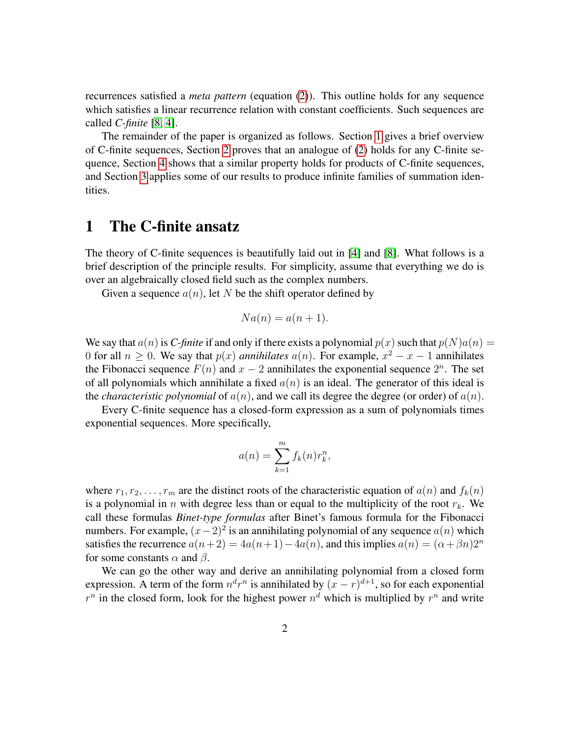recurrences satisfied a *meta pattern* (equation (2)). This outline holds for any sequence which satisfies a linear recurrence relation with constant coefficients. Such sequences are called *C-finite* [8, 4].

The remainder of the paper is organized as follows. Section 1 gives a brief overview of C-finite sequences, Section 2 proves that an analogue of (2) holds for any C-finite sequence, Section 4 shows that a similar property holds for products of C-finite sequences, and Section 3 applies some of our results to produce infinite families of summation identities.

# 1 The C-finite ansatz

The theory of C-finite sequences is beautifully laid out in [4] and [8]. What follows is a brief description of the principle results. For simplicity, assume that everything we do is over an algebraically closed field such as the complex numbers.

Given a sequence $a(n)$, let $N$ be the shift operator defined by

$$Na(n) = a(n+1).$$

We say that $a(n)$ is *C-finite* if and only if there exists a polynomial $p(x)$ such that $p(N)a(n) = 0$ for all $n \geq 0$. We say that $p(x)$ *annihilates* $a(n)$. For example, $x^2 - x - 1$ annihilates the Fibonacci sequence $F(n)$ and $x - 2$ annihilates the exponential sequence $2^n$. The set of all polynomials which annihilate a fixed $a(n)$ is an ideal. The generator of this ideal is the *characteristic polynomial* of $a(n)$, and we call its degree the degree (or order) of $a(n)$.

Every C-finite sequence has a closed-form expression as a sum of polynomials times exponential sequences. More specifically,

$$a(n) = \sum_{k=1}^{m} f_k(n) r_k^n,$$

where $r_1, r_2, \ldots, r_m$ are the distinct roots of the characteristic equation of $a(n)$ and $f_k(n)$ is a polynomial in $n$ with degree less than or equal to the multiplicity of the root $r_k$. We call these formulas *Binet-type formulas* after Binet's famous formula for the Fibonacci numbers. For example, $(x-2)^2$ is an annihilating polynomial of any sequence $a(n)$ which satisfies the recurrence $a(n+2) = 4a(n+1) - 4a(n)$, and this implies $a(n) = (\alpha + \beta n)2^n$ for some constants $\alpha$ and $\beta$.

We can go the other way and derive an annihilating polynomial from a closed form expression. A term of the form $n^d r^n$ is annihilated by $(x-r)^{d+1}$, so for each exponential $r^n$ in the closed form, look for the highest power $n^d$ which is multiplied by $r^n$ and write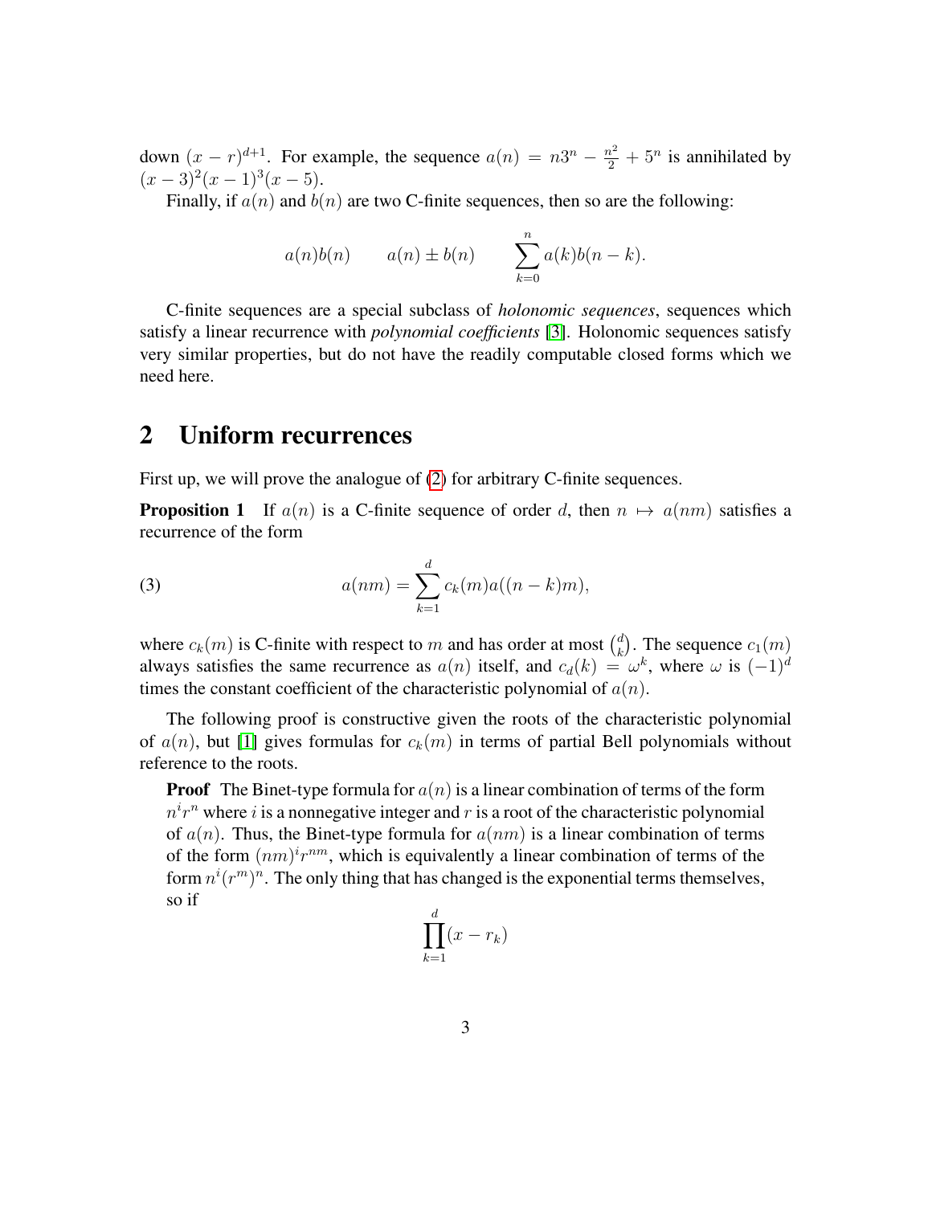down $(x-r)^{d+1}$. For example, the sequence $a(n) = n3^n - \frac{n^2}{2} + 5^n$ is annihilated by $(x-3)^2(x-1)^3(x-5)$.

Finally, if $a(n)$ and $b(n)$ are two C-finite sequences, then so are the following:

$$a(n)b(n) \qquad a(n) \pm b(n) \qquad \sum_{k=0}^{n} a(k)b(n-k).$$

C-finite sequences are a special subclass of *holonomic sequences*, sequences which satisfy a linear recurrence with *polynomial coefficients* [3]. Holonomic sequences satisfy very similar properties, but do not have the readily computable closed forms which we need here.

## 2 Uniform recurrences

First up, we will prove the analogue of (2) for arbitrary C-finite sequences.

**Proposition 1** If $a(n)$ is a C-finite sequence of order $d$, then $n \mapsto a(nm)$ satisfies a recurrence of the form

$$a(nm) = \sum_{k=1}^{d} c_k(m) a((n-k)m), \tag{3}$$

where $c_k(m)$ is C-finite with respect to $m$ and has order at most $\binom{d}{k}$. The sequence $c_1(m)$ always satisfies the same recurrence as $a(n)$ itself, and $c_d(k) = \omega^k$, where $\omega$ is $(-1)^d$ times the constant coefficient of the characteristic polynomial of $a(n)$.

The following proof is constructive given the roots of the characteristic polynomial of $a(n)$, but [1] gives formulas for $c_k(m)$ in terms of partial Bell polynomials without reference to the roots.

**Proof** The Binet-type formula for $a(n)$ is a linear combination of terms of the form $n^i r^n$ where $i$ is a nonnegative integer and $r$ is a root of the characteristic polynomial of $a(n)$. Thus, the Binet-type formula for $a(nm)$ is a linear combination of terms of the form $(nm)^i r^{nm}$, which is equivalently a linear combination of terms of the form $n^i (r^m)^n$. The only thing that has changed is the exponential terms themselves, so if

$$\prod_{k=1}^{d} (x - r_k)$$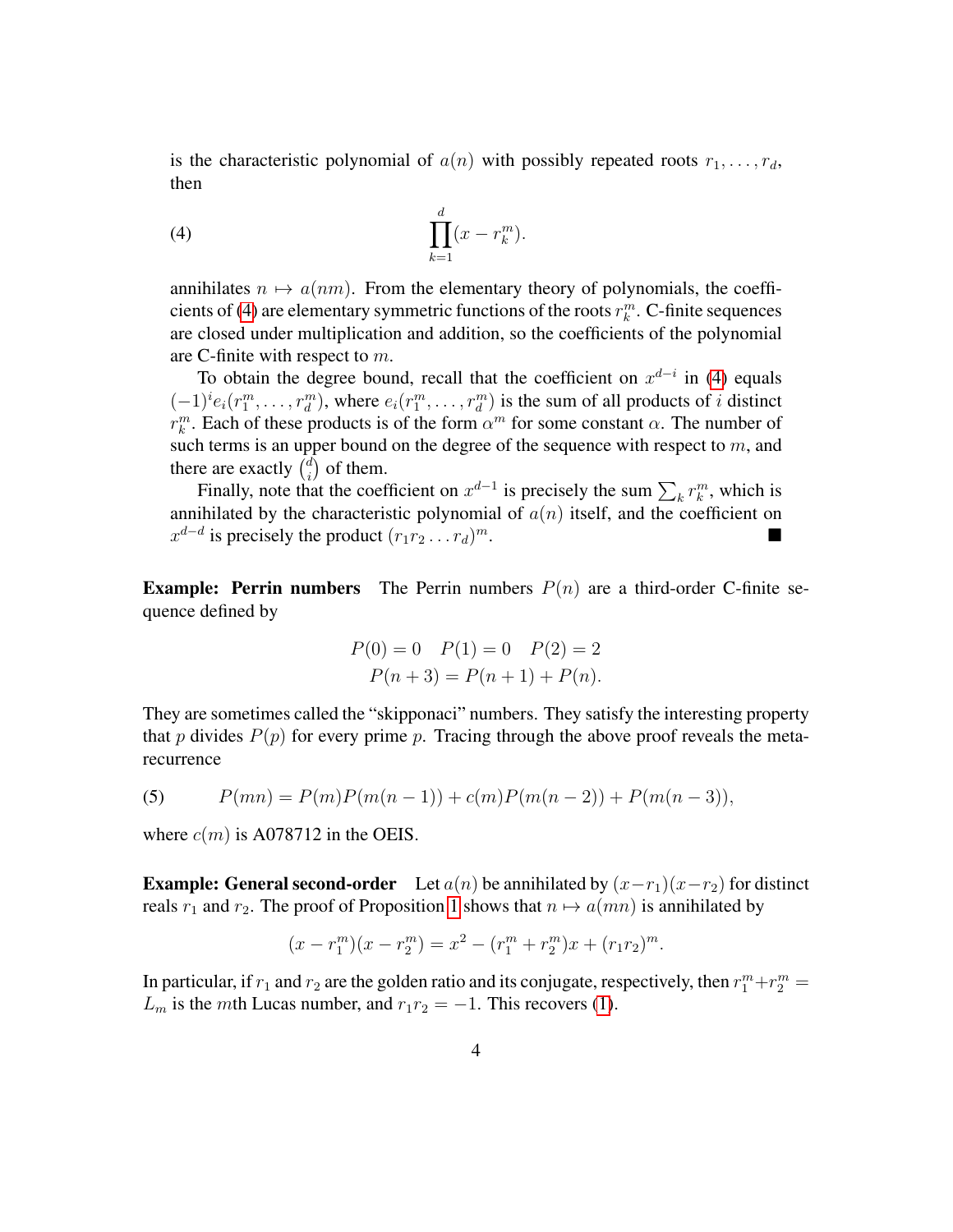is the characteristic polynomial of $a(n)$ with possibly repeated roots $r_1, \ldots, r_d$, then

$$\prod_{k=1}^{d} (x - r_k^m). \tag{4}$$

annihilates $n \mapsto a(nm)$. From the elementary theory of polynomials, the coefficients of (4) are elementary symmetric functions of the roots $r_k^m$. C-finite sequences are closed under multiplication and addition, so the coefficients of the polynomial are C-finite with respect to $m$.

To obtain the degree bound, recall that the coefficient on $x^{d-i}$ in (4) equals $(-1)^i e_i(r_1^m, \ldots, r_d^m)$, where $e_i(r_1^m, \ldots, r_d^m)$ is the sum of all products of $i$ distinct $r_k^m$. Each of these products is of the form $\alpha^m$ for some constant $\alpha$. The number of such terms is an upper bound on the degree of the sequence with respect to $m$, and there are exactly $\binom{d}{i}$ of them.

Finally, note that the coefficient on $x^{d-1}$ is precisely the sum $\sum_k r_k^m$, which is annihilated by the characteristic polynomial of $a(n)$ itself, and the coefficient on $x^{d-d}$ is precisely the product $(r_1 r_2 \ldots r_d)^m$. ■

**Example: Perrin numbers** The Perrin numbers $P(n)$ are a third-order C-finite sequence defined by

$$P(0) = 0 \quad P(1) = 0 \quad P(2) = 2$$
$$P(n+3) = P(n+1) + P(n).$$

They are sometimes called the "skipponaci" numbers. They satisfy the interesting property that $p$ divides $P(p)$ for every prime $p$. Tracing through the above proof reveals the meta-recurrence

$$P(mn) = P(m)P(m(n-1)) + c(m)P(m(n-2)) + P(m(n-3)), \tag{5}$$

where $c(m)$ is A078712 in the OEIS.

**Example: General second-order** Let $a(n)$ be annihilated by $(x - r_1)(x - r_2)$ for distinct reals $r_1$ and $r_2$. The proof of Proposition 1 shows that $n \mapsto a(mn)$ is annihilated by

$$(x - r_1^m)(x - r_2^m) = x^2 - (r_1^m + r_2^m)x + (r_1 r_2)^m.$$

In particular, if $r_1$ and $r_2$ are the golden ratio and its conjugate, respectively, then $r_1^m + r_2^m = L_m$ is the $m$th Lucas number, and $r_1 r_2 = -1$. This recovers (1).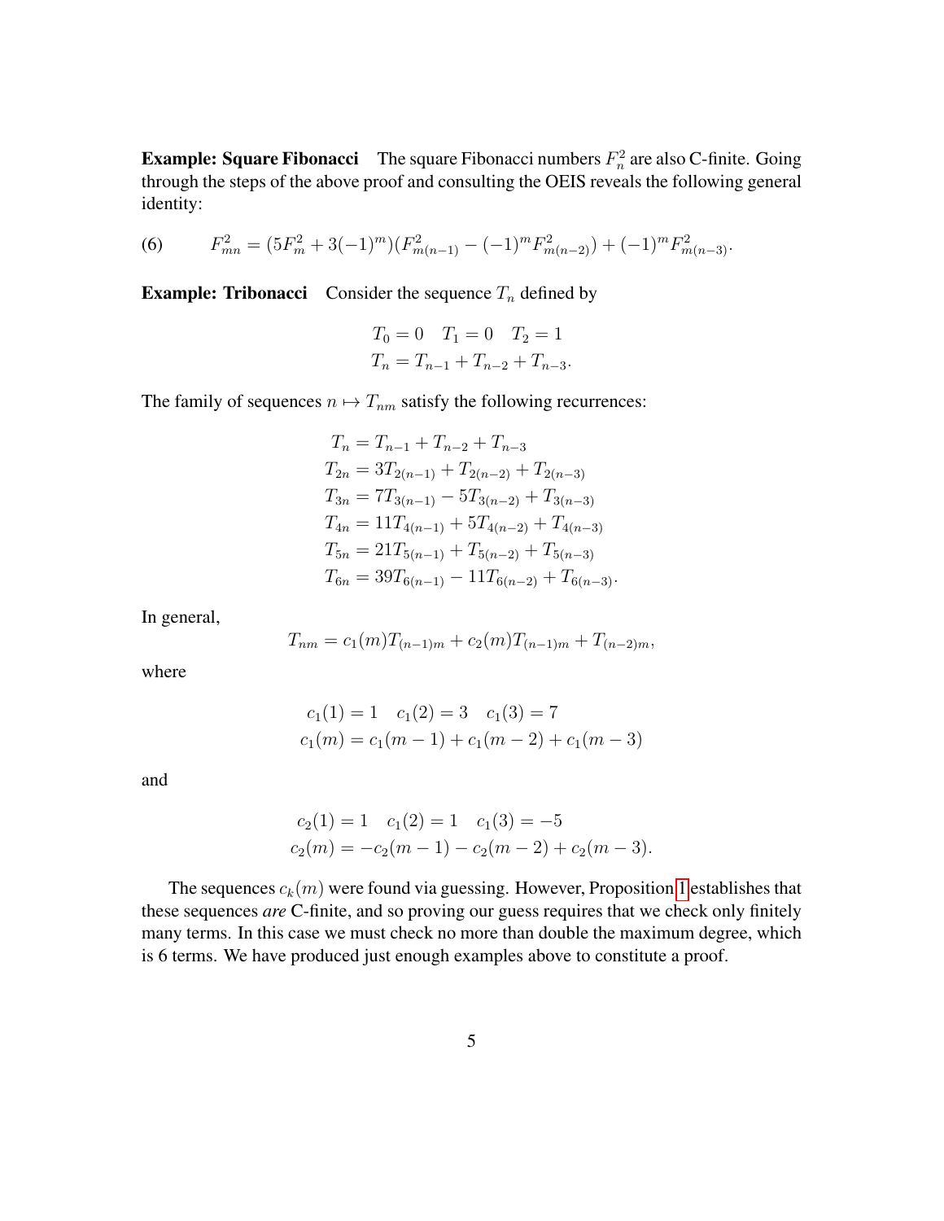**Example: Square Fibonacci** The square Fibonacci numbers $F_n^2$ are also C-finite. Going through the steps of the above proof and consulting the OEIS reveals the following general identity:

$$F_{mn}^2 = (5F_m^2 + 3(-1)^m)(F_{m(n-1)}^2 - (-1)^m F_{m(n-2)}^2) + (-1)^m F_{m(n-3)}^2. \tag{6}$$

**Example: Tribonacci** Consider the sequence $T_n$ defined by

$$T_0 = 0 \quad T_1 = 0 \quad T_2 = 1$$
$$T_n = T_{n-1} + T_{n-2} + T_{n-3}.$$

The family of sequences $n \mapsto T_{nm}$ satisfy the following recurrences:

$$\begin{aligned}
T_n &= T_{n-1} + T_{n-2} + T_{n-3} \\
T_{2n} &= 3T_{2(n-1)} + T_{2(n-2)} + T_{2(n-3)} \\
T_{3n} &= 7T_{3(n-1)} - 5T_{3(n-2)} + T_{3(n-3)} \\
T_{4n} &= 11T_{4(n-1)} + 5T_{4(n-2)} + T_{4(n-3)} \\
T_{5n} &= 21T_{5(n-1)} + T_{5(n-2)} + T_{5(n-3)} \\
T_{6n} &= 39T_{6(n-1)} - 11T_{6(n-2)} + T_{6(n-3)}.
\end{aligned}$$

In general,

$$T_{nm} = c_1(m)T_{(n-1)m} + c_2(m)T_{(n-1)m} + T_{(n-2)m},$$

where

$$c_1(1) = 1 \quad c_1(2) = 3 \quad c_1(3) = 7$$
$$c_1(m) = c_1(m-1) + c_1(m-2) + c_1(m-3)$$

and

$$c_2(1) = 1 \quad c_1(2) = 1 \quad c_1(3) = -5$$
$$c_2(m) = -c_2(m-1) - c_2(m-2) + c_2(m-3).$$

The sequences $c_k(m)$ were found via guessing. However, Proposition 1 establishes that these sequences *are* C-finite, and so proving our guess requires that we check only finitely many terms. In this case we must check no more than double the maximum degree, which is 6 terms. We have produced just enough examples above to constitute a proof.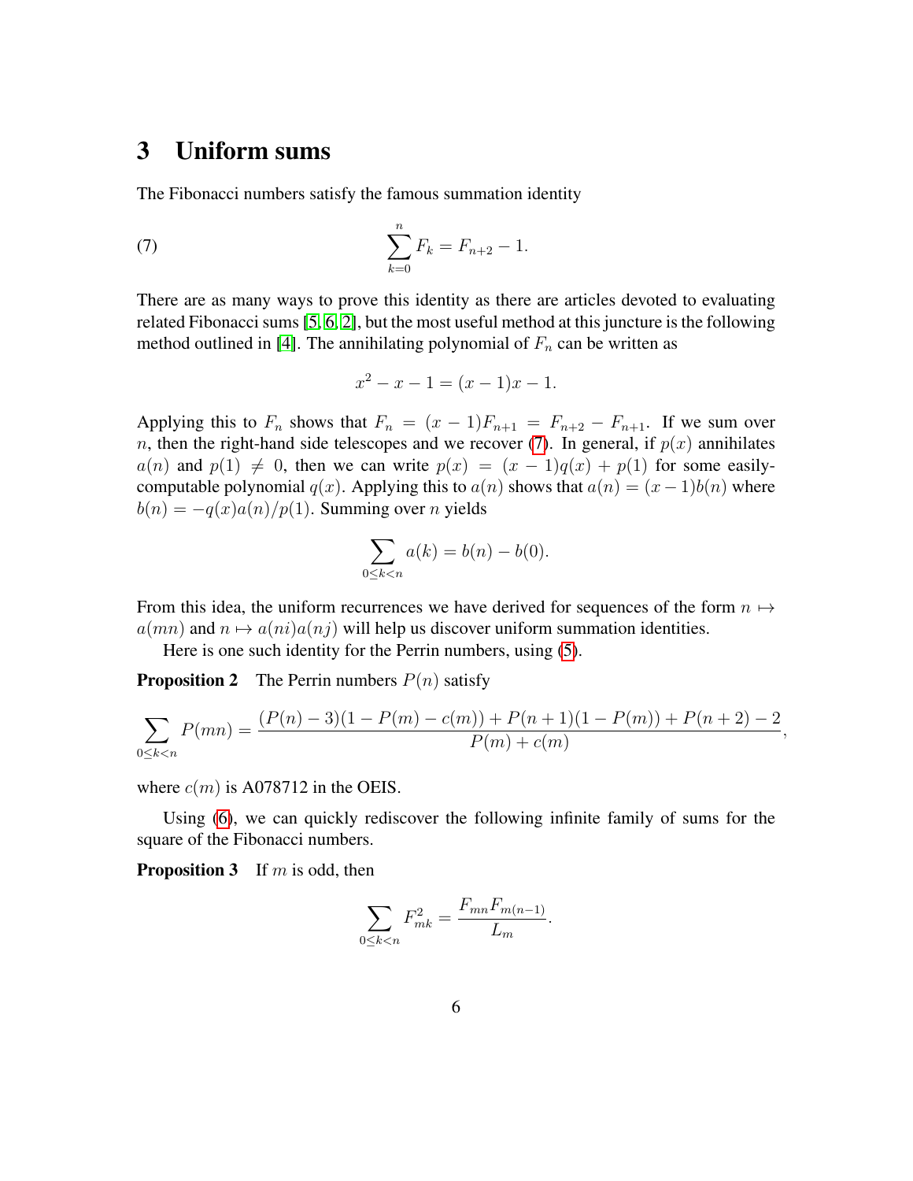## 3 Uniform sums

The Fibonacci numbers satisfy the famous summation identity

$$\sum_{k=0}^{n} F_k = F_{n+2} - 1. \tag{7}$$

There are as many ways to prove this identity as there are articles devoted to evaluating related Fibonacci sums [5, 6, 2], but the most useful method at this juncture is the following method outlined in [4]. The annihilating polynomial of $F_n$ can be written as

$$x^2 - x - 1 = (x-1)x - 1.$$

Applying this to $F_n$ shows that $F_n = (x-1)F_{n+1} = F_{n+2} - F_{n+1}$. If we sum over $n$, then the right-hand side telescopes and we recover (7). In general, if $p(x)$ annihilates $a(n)$ and $p(1) \neq 0$, then we can write $p(x) = (x-1)q(x) + p(1)$ for some easily-computable polynomial $q(x)$. Applying this to $a(n)$ shows that $a(n) = (x-1)b(n)$ where $b(n) = -q(x)a(n)/p(1)$. Summing over $n$ yields

$$\sum_{0 \leq k < n} a(k) = b(n) - b(0).$$

From this idea, the uniform recurrences we have derived for sequences of the form $n \mapsto a(mn)$ and $n \mapsto a(ni)a(nj)$ will help us discover uniform summation identities.

Here is one such identity for the Perrin numbers, using (5).

**Proposition 2** The Perrin numbers $P(n)$ satisfy

$$\sum_{0 \leq k < n} P(mn) = \frac{(P(n) - 3)(1 - P(m) - c(m)) + P(n+1)(1 - P(m)) + P(n+2) - 2}{P(m) + c(m)},$$

where $c(m)$ is A078712 in the OEIS.

Using (6), we can quickly rediscover the following infinite family of sums for the square of the Fibonacci numbers.

**Proposition 3** If $m$ is odd, then

$$\sum_{0 \leq k < n} F_{mk}^2 = \frac{F_{mn} F_{m(n-1)}}{L_m}.$$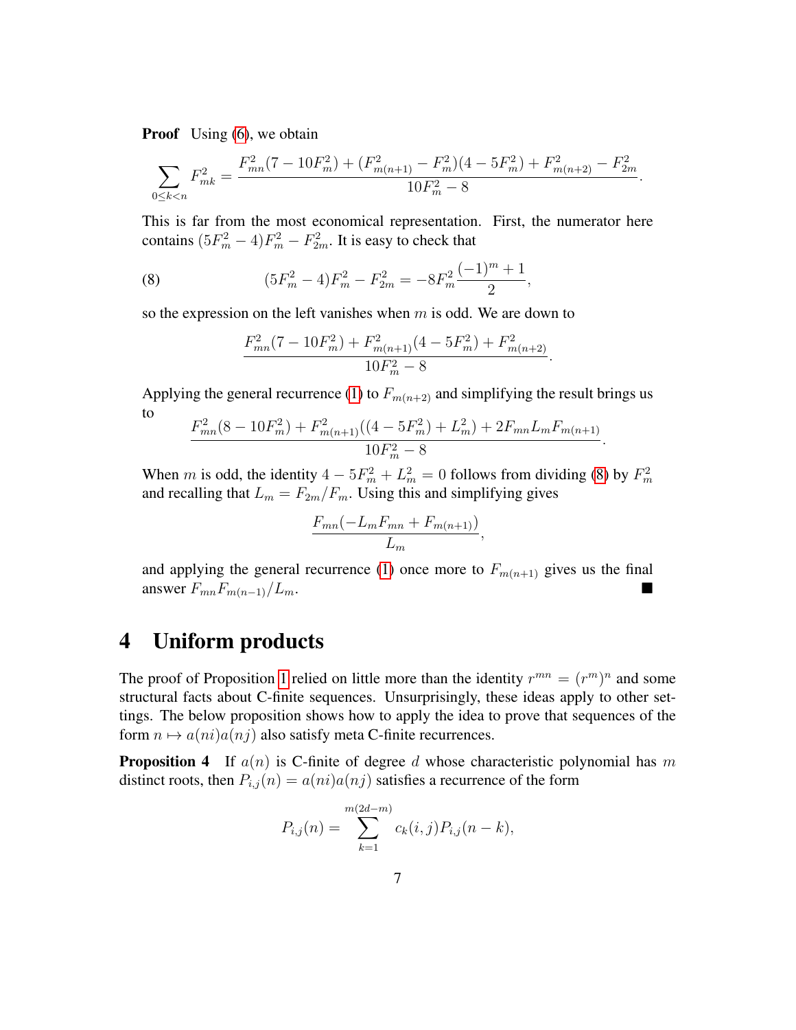**Proof** Using (6), we obtain

$$\sum_{0 \le k < n} F_{mk}^2 = \frac{F_{mn}^2(7 - 10F_m^2) + (F_{m(n+1)}^2 - F_m^2)(4 - 5F_m^2) + F_{m(n+2)}^2 - F_{2m}^2}{10F_m^2 - 8}.$$

This is far from the most economical representation. First, the numerator here contains $(5F_m^2 - 4)F_m^2 - F_{2m}^2$. It is easy to check that

$$(5F_m^2 - 4)F_m^2 - F_{2m}^2 = -8F_m^2 \frac{(-1)^m + 1}{2}, \tag{8}$$

so the expression on the left vanishes when $m$ is odd. We are down to

$$\frac{F_{mn}^2(7 - 10F_m^2) + F_{m(n+1)}^2(4 - 5F_m^2) + F_{m(n+2)}^2}{10F_m^2 - 8}.$$

Applying the general recurrence (1) to $F_{m(n+2)}$ and simplifying the result brings us to

$$\frac{F_{mn}^2(8 - 10F_m^2) + F_{m(n+1)}^2((4 - 5F_m^2) + L_m^2) + 2F_{mn}L_mF_{m(n+1)}}{10F_m^2 - 8}.$$

When $m$ is odd, the identity $4 - 5F_m^2 + L_m^2 = 0$ follows from dividing (8) by $F_m^2$ and recalling that $L_m = F_{2m}/F_m$. Using this and simplifying gives

$$\frac{F_{mn}(-L_mF_{mn} + F_{m(n+1)})}{L_m},$$

and applying the general recurrence (1) once more to $F_{m(n+1)}$ gives us the final answer $F_{mn}F_{m(n-1)}/L_m$. ■

# 4 Uniform products

The proof of Proposition 1 relied on little more than the identity $r^{mn} = (r^m)^n$ and some structural facts about C-finite sequences. Unsurprisingly, these ideas apply to other settings. The below proposition shows how to apply the idea to prove that sequences of the form $n \mapsto a(ni)a(nj)$ also satisfy meta C-finite recurrences.

**Proposition 4** If $a(n)$ is C-finite of degree $d$ whose characteristic polynomial has $m$ distinct roots, then $P_{i,j}(n) = a(ni)a(nj)$ satisfies a recurrence of the form

$$P_{i,j}(n) = \sum_{k=1}^{m(2d-m)} c_k(i,j)P_{i,j}(n-k),$$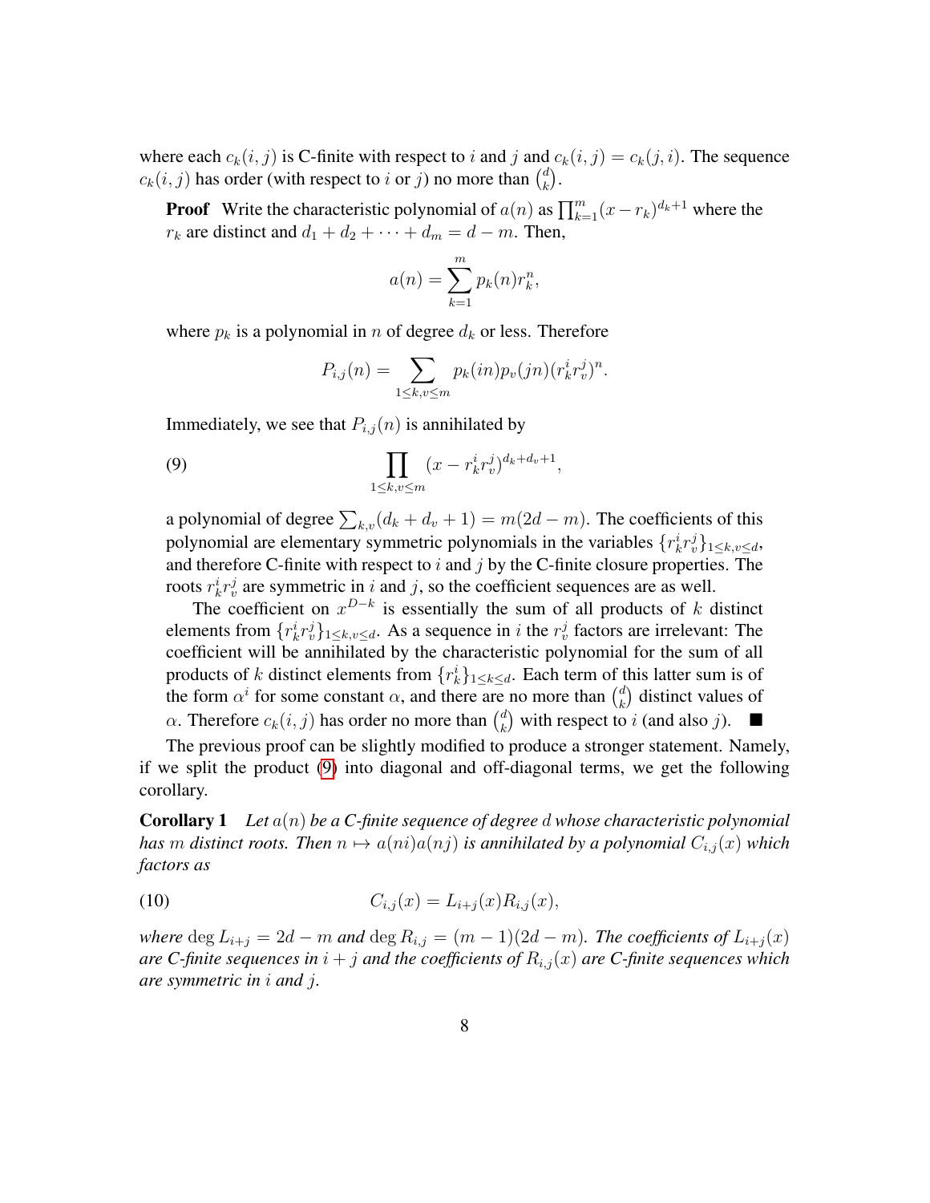where each $c_k(i, j)$ is C-finite with respect to $i$ and $j$ and $c_k(i, j) = c_k(j, i)$. The sequence $c_k(i, j)$ has order (with respect to $i$ or $j$) no more than $\binom{d}{k}$.

**Proof** Write the characteristic polynomial of $a(n)$ as $\prod_{k=1}^{m}(x - r_k)^{d_k+1}$ where the $r_k$ are distinct and $d_1 + d_2 + \cdots + d_m = d - m$. Then,

$$a(n) = \sum_{k=1}^{m} p_k(n) r_k^n,$$

where $p_k$ is a polynomial in $n$ of degree $d_k$ or less. Therefore

$$P_{i,j}(n) = \sum_{1 \le k,v \le m} p_k(in) p_v(jn) (r_k^i r_v^j)^n.$$

Immediately, we see that $P_{i,j}(n)$ is annihilated by

$$\prod_{1 \le k,v \le m} (x - r_k^i r_v^j)^{d_k + d_v + 1}, \tag{9}$$

a polynomial of degree $\sum_{k,v}(d_k + d_v + 1) = m(2d - m)$. The coefficients of this polynomial are elementary symmetric polynomials in the variables $\{r_k^i r_v^j\}_{1 \le k,v \le d}$, and therefore C-finite with respect to $i$ and $j$ by the C-finite closure properties. The roots $r_k^i r_v^j$ are symmetric in $i$ and $j$, so the coefficient sequences are as well.

The coefficient on $x^{D-k}$ is essentially the sum of all products of $k$ distinct elements from $\{r_k^i r_v^j\}_{1 \le k,v \le d}$. As a sequence in $i$ the $r_v^j$ factors are irrelevant: The coefficient will be annihilated by the characteristic polynomial for the sum of all products of $k$ distinct elements from $\{r_k^i\}_{1 \le k \le d}$. Each term of this latter sum is of the form $\alpha^i$ for some constant $\alpha$, and there are no more than $\binom{d}{k}$ distinct values of $\alpha$. Therefore $c_k(i, j)$ has order no more than $\binom{d}{k}$ with respect to $i$ (and also $j$). ■

The previous proof can be slightly modified to produce a stronger statement. Namely, if we split the product (9) into diagonal and off-diagonal terms, we get the following corollary.

**Corollary 1** *Let $a(n)$ be a C-finite sequence of degree $d$ whose characteristic polynomial has $m$ distinct roots. Then $n \mapsto a(ni)a(nj)$ is annihilated by a polynomial $C_{i,j}(x)$ which factors as*

$$C_{i,j}(x) = L_{i+j}(x) R_{i,j}(x), \tag{10}$$

*where $\deg L_{i+j} = 2d - m$ and $\deg R_{i,j} = (m - 1)(2d - m)$. The coefficients of $L_{i+j}(x)$ are C-finite sequences in $i + j$ and the coefficients of $R_{i,j}(x)$ are C-finite sequences which are symmetric in $i$ and $j$.*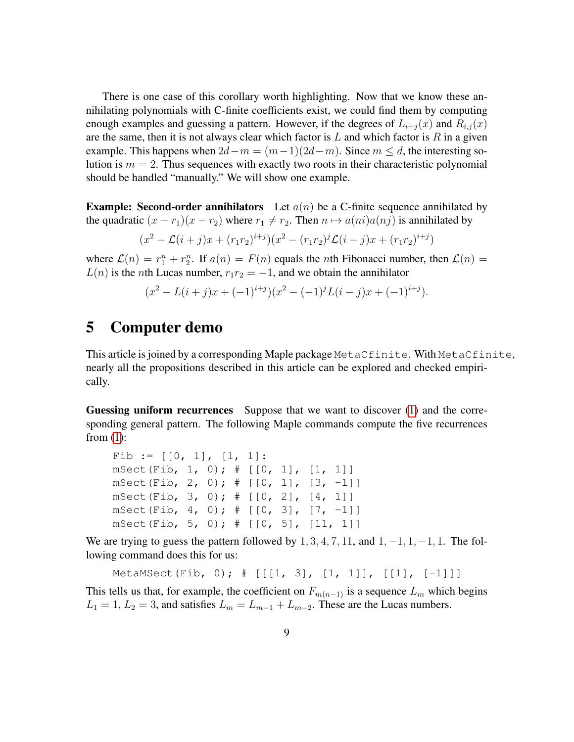There is one case of this corollary worth highlighting. Now that we know these annihilating polynomials with C-finite coefficients exist, we could find them by computing enough examples and guessing a pattern. However, if the degrees of $L_{i+j}(x)$ and $R_{i,j}(x)$ are the same, then it is not always clear which factor is $L$ and which factor is $R$ in a given example. This happens when $2d - m = (m-1)(2d-m)$. Since $m \leq d$, the interesting solution is $m = 2$. Thus sequences with exactly two roots in their characteristic polynomial should be handled "manually." We will show one example.

**Example: Second-order annihilators** Let $a(n)$ be a C-finite sequence annihilated by the quadratic $(x - r_1)(x - r_2)$ where $r_1 \neq r_2$. Then $n \mapsto a(ni)a(nj)$ is annihilated by

$$(x^2 - \mathcal{L}(i+j)x + (r_1 r_2)^{i+j})(x^2 - (r_1 r_2)^j \mathcal{L}(i-j)x + (r_1 r_2)^{i+j})$$

where $\mathcal{L}(n) = r_1^n + r_2^n$. If $a(n) = F(n)$ equals the $n$th Fibonacci number, then $\mathcal{L}(n) = L(n)$ is the $n$th Lucas number, $r_1 r_2 = -1$, and we obtain the annihilator

$$(x^2 - L(i+j)x + (-1)^{i+j})(x^2 - (-1)^j L(i-j)x + (-1)^{i+j}).$$

# 5 Computer demo

This article is joined by a corresponding Maple package `MetaCfinite`. With `MetaCfinite`, nearly all the propositions described in this article can be explored and checked empirically.

**Guessing uniform recurrences** Suppose that we want to discover (1) and the corresponding general pattern. The following Maple commands compute the five recurrences from (1):

```
Fib := [[0, 1], [1, 1]:
mSect(Fib, 1, 0); # [[0, 1], [1, 1]]
mSect(Fib, 2, 0); # [[0, 1], [3, -1]]
mSect(Fib, 3, 0); # [[0, 2], [4, 1]]
mSect(Fib, 4, 0); # [[0, 3], [7, -1]]
mSect(Fib, 5, 0); # [[0, 5], [11, 1]]
```

We are trying to guess the pattern followed by $1, 3, 4, 7, 11$, and $1, -1, 1, -1, 1$. The following command does this for us:

```
MetaMSect(Fib, 0); # [[[1, 3], [1, 1]], [[1], [-1]]]
```

This tells us that, for example, the coefficient on $F_{m(n-1)}$ is a sequence $L_m$ which begins $L_1 = 1$, $L_2 = 3$, and satisfies $L_m = L_{m-1} + L_{m-2}$. These are the Lucas numbers.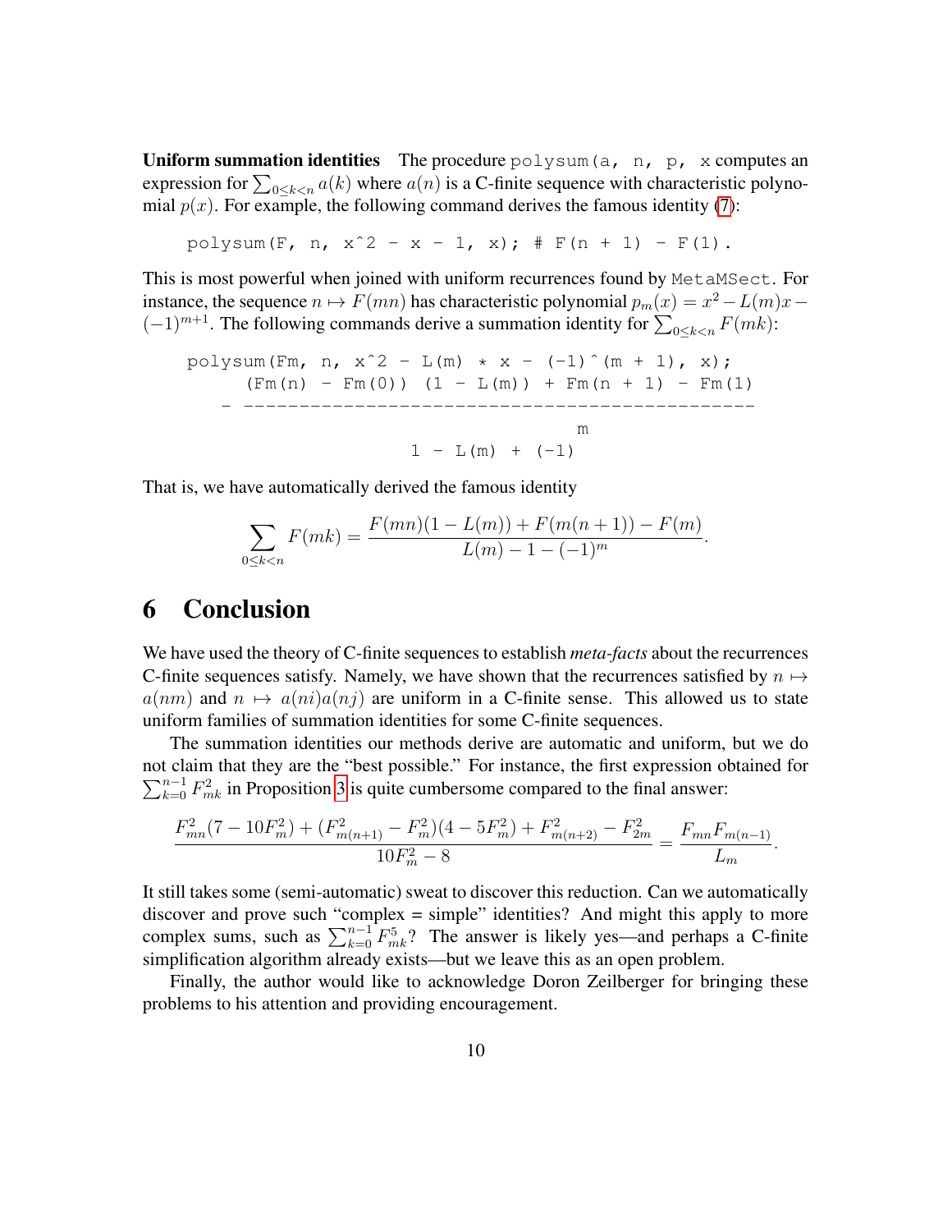**Uniform summation identities** The procedure `polysum(a, n, p, x` computes an expression for $\sum_{0 \leq k < n} a(k)$ where $a(n)$ is a C-finite sequence with characteristic polynomial $p(x)$. For example, the following command derives the famous identity (7):

```
polysum(F, n, x^2 - x - 1, x); # F(n + 1) - F(1).
```

This is most powerful when joined with uniform recurrences found by `MetaMSect`. For instance, the sequence $n \mapsto F(mn)$ has characteristic polynomial $p_m(x) = x^2 - L(m)x - (-1)^{m+1}$. The following commands derive a summation identity for $\sum_{0 \leq k < n} F(mk)$:

```
polysum(Fm, n, x^2 - L(m) * x - (-1)^(m + 1), x);
     (Fm(n) - Fm(0)) (1 - L(m)) + Fm(n + 1) - Fm(1)
   - ----------------------------------------------
                                          m
                             1 - L(m) + (-1)
```

That is, we have automatically derived the famous identity

$$\sum_{0 \leq k < n} F(mk) = \frac{F(mn)(1 - L(m)) + F(m(n+1)) - F(m)}{L(m) - 1 - (-1)^m}.$$

# 6 Conclusion

We have used the theory of C-finite sequences to establish *meta-facts* about the recurrences C-finite sequences satisfy. Namely, we have shown that the recurrences satisfied by $n \mapsto a(nm)$ and $n \mapsto a(ni)a(nj)$ are uniform in a C-finite sense. This allowed us to state uniform families of summation identities for some C-finite sequences.

The summation identities our methods derive are automatic and uniform, but we do not claim that they are the "best possible." For instance, the first expression obtained for $\sum_{k=0}^{n-1} F_{mk}^2$ in Proposition 3 is quite cumbersome compared to the final answer:

$$\frac{F_{mn}^2(7 - 10F_m^2) + (F_{m(n+1)}^2 - F_m^2)(4 - 5F_m^2) + F_{m(n+2)}^2 - F_{2m}^2}{10F_m^2 - 8} = \frac{F_{mn}F_{m(n-1)}}{L_m}.$$

It still takes some (semi-automatic) sweat to discover this reduction. Can we automatically discover and prove such "complex = simple" identities? And might this apply to more complex sums, such as $\sum_{k=0}^{n-1} F_{mk}^5$? The answer is likely yes—and perhaps a C-finite simplification algorithm already exists—but we leave this as an open problem.

Finally, the author would like to acknowledge Doron Zeilberger for bringing these problems to his attention and providing encouragement.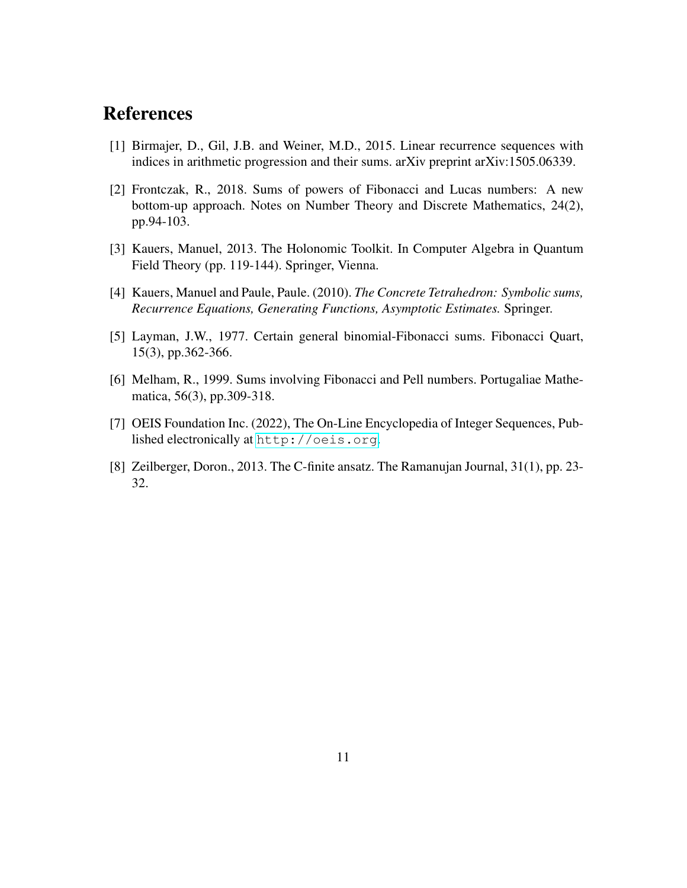# References

[1] Birmajer, D., Gil, J.B. and Weiner, M.D., 2015. Linear recurrence sequences with indices in arithmetic progression and their sums. arXiv preprint arXiv:1505.06339.

[2] Frontczak, R., 2018. Sums of powers of Fibonacci and Lucas numbers: A new bottom-up approach. Notes on Number Theory and Discrete Mathematics, 24(2), pp.94-103.

[3] Kauers, Manuel, 2013. The Holonomic Toolkit. In Computer Algebra in Quantum Field Theory (pp. 119-144). Springer, Vienna.

[4] Kauers, Manuel and Paule, Paule. (2010). *The Concrete Tetrahedron: Symbolic sums, Recurrence Equations, Generating Functions, Asymptotic Estimates.* Springer.

[5] Layman, J.W., 1977. Certain general binomial-Fibonacci sums. Fibonacci Quart, 15(3), pp.362-366.

[6] Melham, R., 1999. Sums involving Fibonacci and Pell numbers. Portugaliae Mathematica, 56(3), pp.309-318.

[7] OEIS Foundation Inc. (2022), The On-Line Encyclopedia of Integer Sequences, Published electronically at http://oeis.org.

[8] Zeilberger, Doron., 2013. The C-finite ansatz. The Ramanujan Journal, 31(1), pp. 23-32.